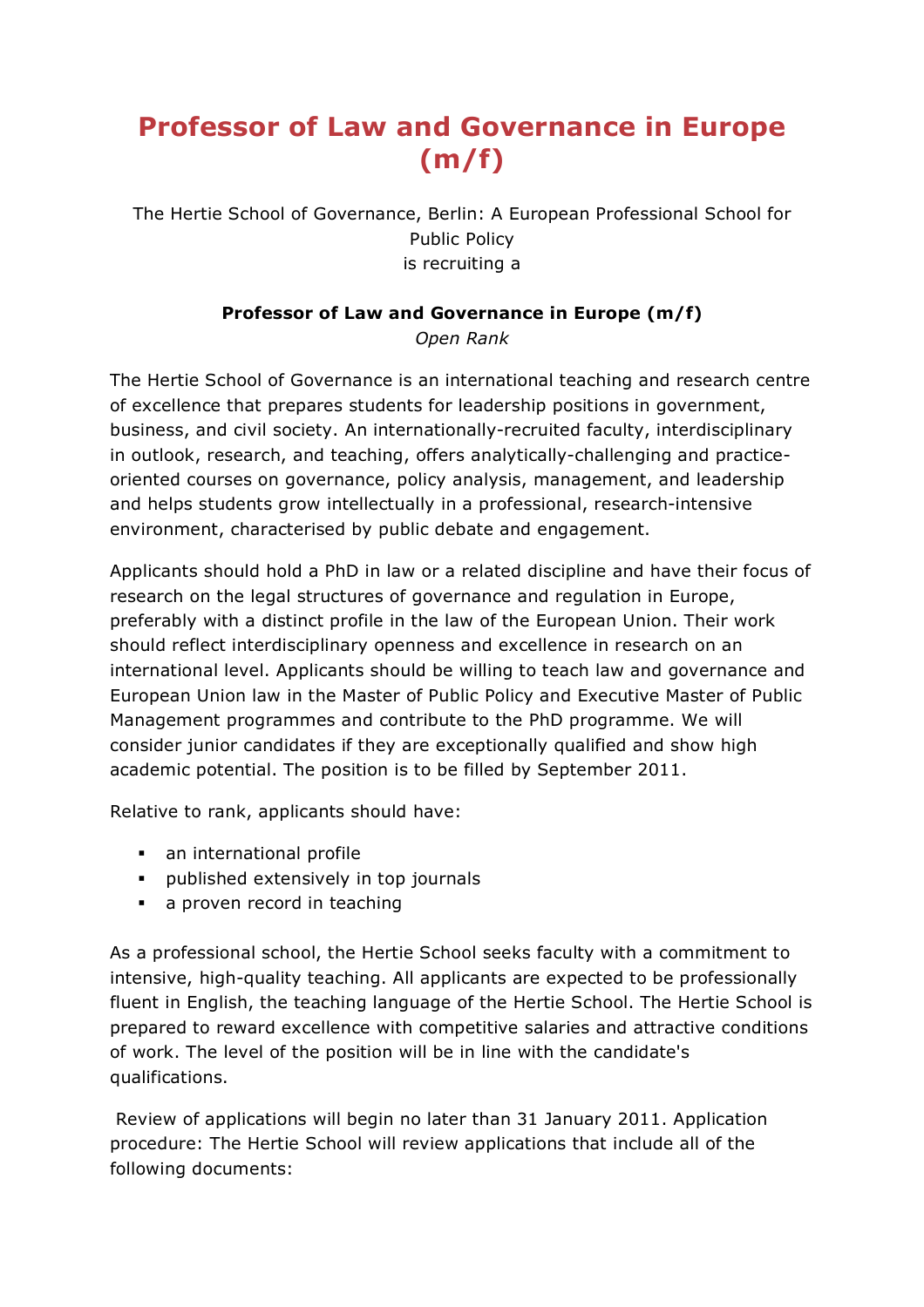# Professor of Law and Governance in Europe (m/f)

The Hertie School of Governance, Berlin: A European Professional School for Public Policy
is recruiting a

**Professor of Law and Governance in Europe (m/f)**
*Open Rank*

The Hertie School of Governance is an international teaching and research centre of excellence that prepares students for leadership positions in government, business, and civil society. An internationally-recruited faculty, interdisciplinary in outlook, research, and teaching, offers analytically-challenging and practice-oriented courses on governance, policy analysis, management, and leadership and helps students grow intellectually in a professional, research-intensive environment, characterised by public debate and engagement.

Applicants should hold a PhD in law or a related discipline and have their focus of research on the legal structures of governance and regulation in Europe, preferably with a distinct profile in the law of the European Union. Their work should reflect interdisciplinary openness and excellence in research on an international level. Applicants should be willing to teach law and governance and European Union law in the Master of Public Policy and Executive Master of Public Management programmes and contribute to the PhD programme. We will consider junior candidates if they are exceptionally qualified and show high academic potential. The position is to be filled by September 2011.

Relative to rank, applicants should have:

- an international profile
- published extensively in top journals
- a proven record in teaching

As a professional school, the Hertie School seeks faculty with a commitment to intensive, high-quality teaching. All applicants are expected to be professionally fluent in English, the teaching language of the Hertie School. The Hertie School is prepared to reward excellence with competitive salaries and attractive conditions of work. The level of the position will be in line with the candidate's qualifications.

Review of applications will begin no later than 31 January 2011. Application procedure: The Hertie School will review applications that include all of the following documents: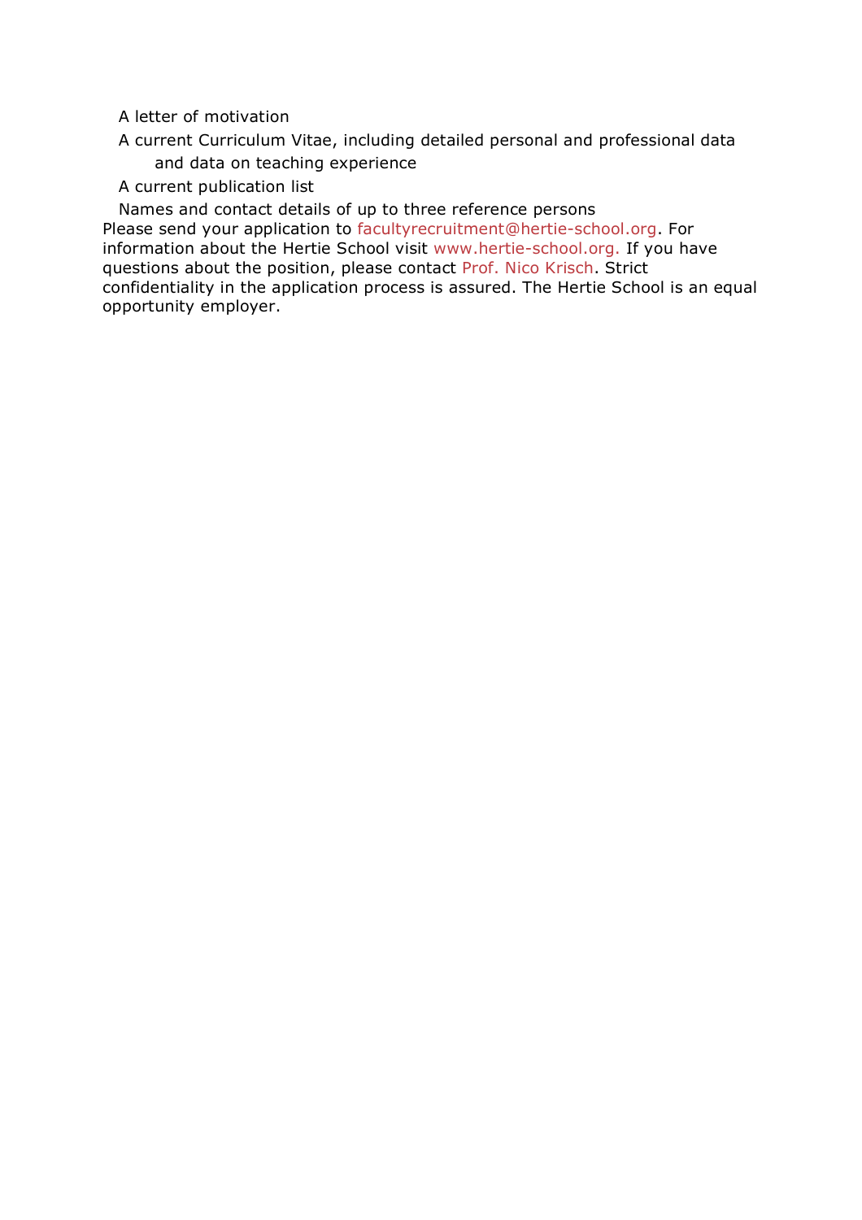- A letter of motivation
- A current Curriculum Vitae, including detailed personal and professional data and data on teaching experience
- A current publication list
- Names and contact details of up to three reference persons

Please send your application to facultyrecruitment@hertie-school.org. For information about the Hertie School visit www.hertie-school.org. If you have questions about the position, please contact Prof. Nico Krisch. Strict confidentiality in the application process is assured. The Hertie School is an equal opportunity employer.